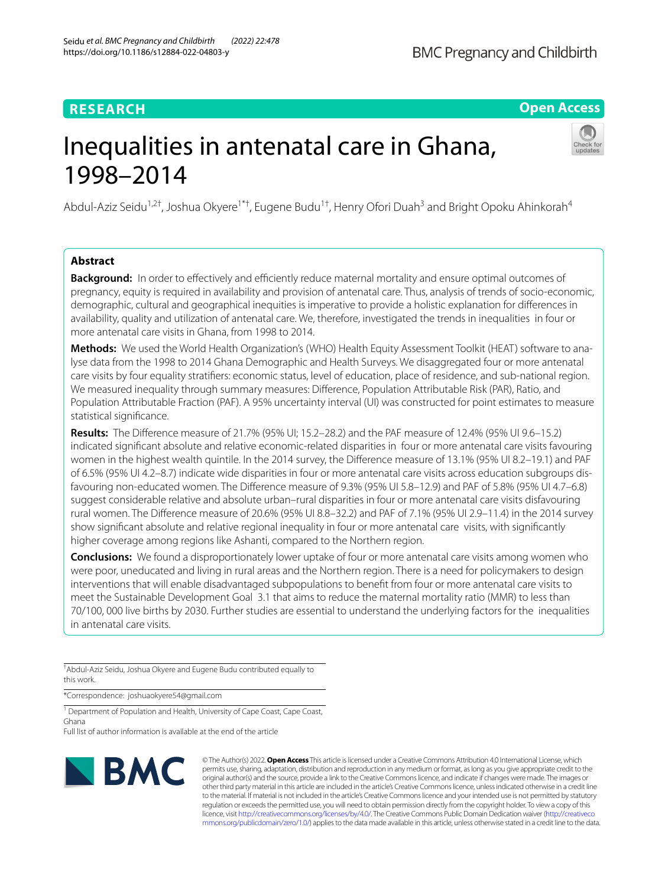RESEARCH

Open Access

# Inequalities in antenatal care in Ghana, 1998–2014

Abdul-Aziz Seidu[1,2†], Joshua Okyere[1*†], Eugene Budu[1†], Henry Ofori Duah[3] and Bright Opoku Ahinkorah[4]

## Abstract

**Background:** In order to effectively and efficiently reduce maternal mortality and ensure optimal outcomes of pregnancy, equity is required in availability and provision of antenatal care. Thus, analysis of trends of socio-economic, demographic, cultural and geographical inequities is imperative to provide a holistic explanation for differences in availability, quality and utilization of antenatal care. We, therefore, investigated the trends in inequalities in four or more antenatal care visits in Ghana, from 1998 to 2014.

**Methods:** We used the World Health Organization's (WHO) Health Equity Assessment Toolkit (HEAT) software to analyse data from the 1998 to 2014 Ghana Demographic and Health Surveys. We disaggregated four or more antenatal care visits by four equality stratifiers: economic status, level of education, place of residence, and sub-national region. We measured inequality through summary measures: Difference, Population Attributable Risk (PAR), Ratio, and Population Attributable Fraction (PAF). A 95% uncertainty interval (UI) was constructed for point estimates to measure statistical significance.

**Results:** The Difference measure of 21.7% (95% UI; 15.2–28.2) and the PAF measure of 12.4% (95% UI 9.6–15.2) indicated significant absolute and relative economic-related disparities in four or more antenatal care visits favouring women in the highest wealth quintile. In the 2014 survey, the Difference measure of 13.1% (95% UI 8.2–19.1) and PAF of 6.5% (95% UI 4.2–8.7) indicate wide disparities in four or more antenatal care visits across education subgroups disfavouring non-educated women. The Difference measure of 9.3% (95% UI 5.8–12.9) and PAF of 5.8% (95% UI 4.7–6.8) suggest considerable relative and absolute urban–rural disparities in four or more antenatal care visits disfavouring rural women. The Difference measure of 20.6% (95% UI 8.8–32.2) and PAF of 7.1% (95% UI 2.9–11.4) in the 2014 survey show significant absolute and relative regional inequality in four or more antenatal care visits, with significantly higher coverage among regions like Ashanti, compared to the Northern region.

**Conclusions:** We found a disproportionately lower uptake of four or more antenatal care visits among women who were poor, uneducated and living in rural areas and the Northern region. There is a need for policymakers to design interventions that will enable disadvantaged subpopulations to benefit from four or more antenatal care visits to meet the Sustainable Development Goal 3.1 that aims to reduce the maternal mortality ratio (MMR) to less than 70/100, 000 live births by 2030. Further studies are essential to understand the underlying factors for the inequalities in antenatal care visits.

†Abdul-Aziz Seidu, Joshua Okyere and Eugene Budu contributed equally to this work.

*Correspondence: joshuaokyere54@gmail.com

[1] Department of Population and Health, University of Cape Coast, Cape Coast, Ghana

Full list of author information is available at the end of the article

© The Author(s) 2022. **Open Access** This article is licensed under a Creative Commons Attribution 4.0 International License, which permits use, sharing, adaptation, distribution and reproduction in any medium or format, as long as you give appropriate credit to the original author(s) and the source, provide a link to the Creative Commons licence, and indicate if changes were made. The images or other third party material in this article are included in the article's Creative Commons licence, unless indicated otherwise in a credit line to the material. If material is not included in the article's Creative Commons licence and your intended use is not permitted by statutory regulation or exceeds the permitted use, you will need to obtain permission directly from the copyright holder. To view a copy of this licence, visit http://creativecommons.org/licenses/by/4.0/. The Creative Commons Public Domain Dedication waiver (http://creativecommons.org/publicdomain/zero/1.0/) applies to the data made available in this article, unless otherwise stated in a credit line to the data.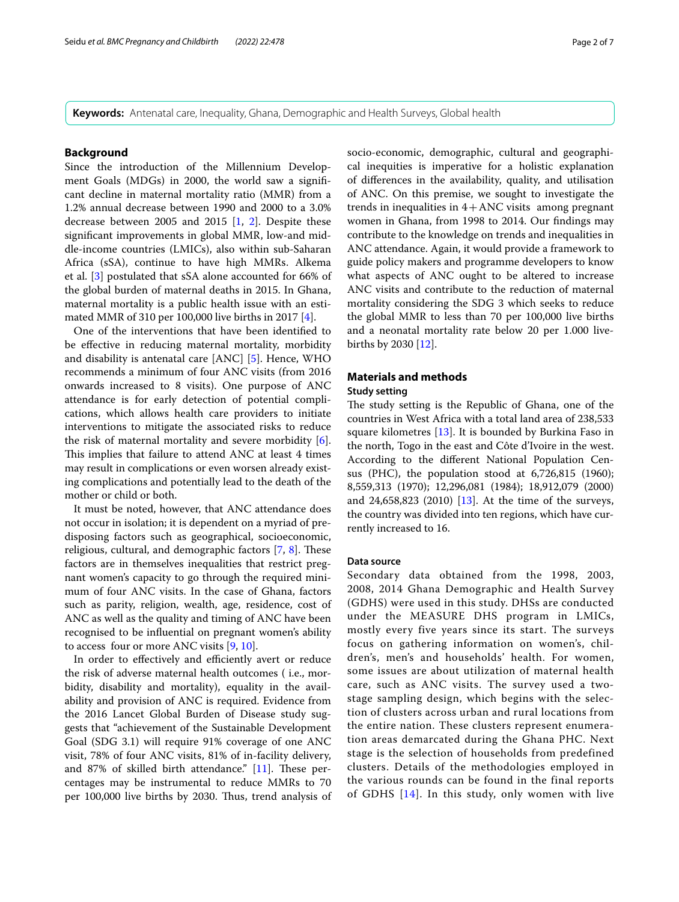**Keywords:** Antenatal care, Inequality, Ghana, Demographic and Health Surveys, Global health

## Background

Since the introduction of the Millennium Development Goals (MDGs) in 2000, the world saw a significant decline in maternal mortality ratio (MMR) from a 1.2% annual decrease between 1990 and 2000 to a 3.0% decrease between 2005 and 2015 [1, 2]. Despite these significant improvements in global MMR, low-and middle-income countries (LMICs), also within sub-Saharan Africa (sSA), continue to have high MMRs. Alkema et al. [3] postulated that sSA alone accounted for 66% of the global burden of maternal deaths in 2015. In Ghana, maternal mortality is a public health issue with an estimated MMR of 310 per 100,000 live births in 2017 [4].

One of the interventions that have been identified to be effective in reducing maternal mortality, morbidity and disability is antenatal care [ANC] [5]. Hence, WHO recommends a minimum of four ANC visits (from 2016 onwards increased to 8 visits). One purpose of ANC attendance is for early detection of potential complications, which allows health care providers to initiate interventions to mitigate the associated risks to reduce the risk of maternal mortality and severe morbidity [6]. This implies that failure to attend ANC at least 4 times may result in complications or even worsen already existing complications and potentially lead to the death of the mother or child or both.

It must be noted, however, that ANC attendance does not occur in isolation; it is dependent on a myriad of predisposing factors such as geographical, socioeconomic, religious, cultural, and demographic factors [7, 8]. These factors are in themselves inequalities that restrict pregnant women's capacity to go through the required minimum of four ANC visits. In the case of Ghana, factors such as parity, religion, wealth, age, residence, cost of ANC as well as the quality and timing of ANC have been recognised to be influential on pregnant women's ability to access four or more ANC visits [9, 10].

In order to effectively and efficiently avert or reduce the risk of adverse maternal health outcomes ( i.e., morbidity, disability and mortality), equality in the availability and provision of ANC is required. Evidence from the 2016 Lancet Global Burden of Disease study suggests that "achievement of the Sustainable Development Goal (SDG 3.1) will require 91% coverage of one ANC visit, 78% of four ANC visits, 81% of in-facility delivery, and 87% of skilled birth attendance." [11]. These percentages may be instrumental to reduce MMRs to 70 per 100,000 live births by 2030. Thus, trend analysis of socio-economic, demographic, cultural and geographical inequities is imperative for a holistic explanation of differences in the availability, quality, and utilisation of ANC. On this premise, we sought to investigate the trends in inequalities in 4+ANC visits among pregnant women in Ghana, from 1998 to 2014. Our findings may contribute to the knowledge on trends and inequalities in ANC attendance. Again, it would provide a framework to guide policy makers and programme developers to know what aspects of ANC ought to be altered to increase ANC visits and contribute to the reduction of maternal mortality considering the SDG 3 which seeks to reduce the global MMR to less than 70 per 100,000 live births and a neonatal mortality rate below 20 per 1.000 livebirths by 2030 [12].

## Materials and methods

### Study setting

The study setting is the Republic of Ghana, one of the countries in West Africa with a total land area of 238,533 square kilometres [13]. It is bounded by Burkina Faso in the north, Togo in the east and Côte d'Ivoire in the west. According to the different National Population Census (PHC), the population stood at 6,726,815 (1960); 8,559,313 (1970); 12,296,081 (1984); 18,912,079 (2000) and 24,658,823 (2010) [13]. At the time of the surveys, the country was divided into ten regions, which have currently increased to 16.

### Data source

Secondary data obtained from the 1998, 2003, 2008, 2014 Ghana Demographic and Health Survey (GDHS) were used in this study. DHSs are conducted under the MEASURE DHS program in LMICs, mostly every five years since its start. The surveys focus on gathering information on women's, children's, men's and households' health. For women, some issues are about utilization of maternal health care, such as ANC visits. The survey used a two-stage sampling design, which begins with the selection of clusters across urban and rural locations from the entire nation. These clusters represent enumeration areas demarcated during the Ghana PHC. Next stage is the selection of households from predefined clusters. Details of the methodologies employed in the various rounds can be found in the final reports of GDHS [14]. In this study, only women with live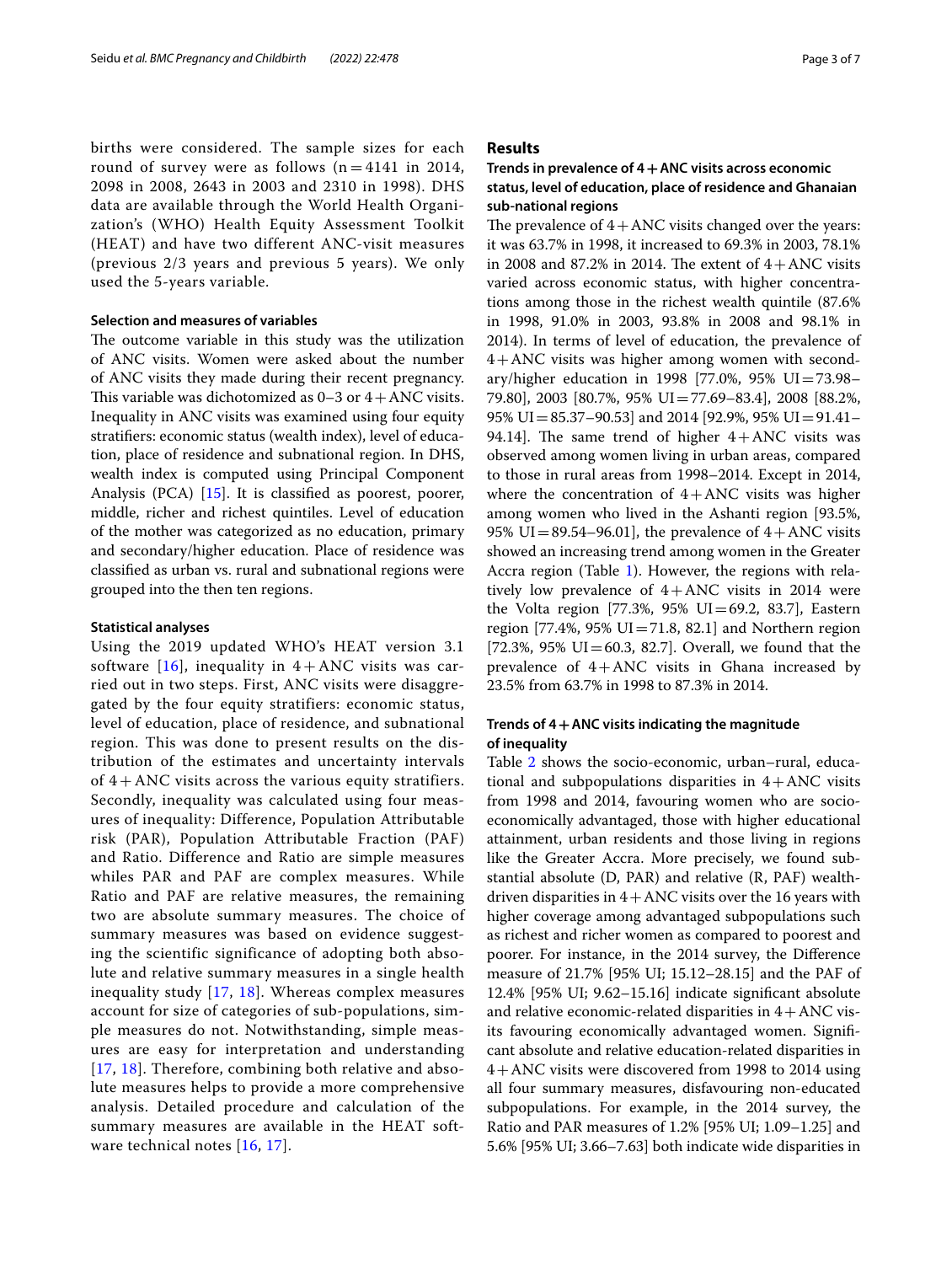births were considered. The sample sizes for each round of survey were as follows (n = 4141 in 2014, 2098 in 2008, 2643 in 2003 and 2310 in 1998). DHS data are available through the World Health Organization's (WHO) Health Equity Assessment Toolkit (HEAT) and have two different ANC-visit measures (previous 2/3 years and previous 5 years). We only used the 5-years variable.

### Selection and measures of variables

The outcome variable in this study was the utilization of ANC visits. Women were asked about the number of ANC visits they made during their recent pregnancy. This variable was dichotomized as 0–3 or 4 + ANC visits. Inequality in ANC visits was examined using four equity stratifiers: economic status (wealth index), level of education, place of residence and subnational region. In DHS, wealth index is computed using Principal Component Analysis (PCA) [15]. It is classified as poorest, poorer, middle, richer and richest quintiles. Level of education of the mother was categorized as no education, primary and secondary/higher education. Place of residence was classified as urban vs. rural and subnational regions were grouped into the then ten regions.

### Statistical analyses

Using the 2019 updated WHO's HEAT version 3.1 software [16], inequality in 4 + ANC visits was carried out in two steps. First, ANC visits were disaggregated by the four equity stratifiers: economic status, level of education, place of residence, and subnational region. This was done to present results on the distribution of the estimates and uncertainty intervals of 4 + ANC visits across the various equity stratifiers. Secondly, inequality was calculated using four measures of inequality: Difference, Population Attributable risk (PAR), Population Attributable Fraction (PAF) and Ratio. Difference and Ratio are simple measures whiles PAR and PAF are complex measures. While Ratio and PAF are relative measures, the remaining two are absolute summary measures. The choice of summary measures was based on evidence suggesting the scientific significance of adopting both absolute and relative summary measures in a single health inequality study [17, 18]. Whereas complex measures account for size of categories of sub-populations, simple measures do not. Notwithstanding, simple measures are easy for interpretation and understanding [17, 18]. Therefore, combining both relative and absolute measures helps to provide a more comprehensive analysis. Detailed procedure and calculation of the summary measures are available in the HEAT software technical notes [16, 17].

## Results

### Trends in prevalence of 4 + ANC visits across economic status, level of education, place of residence and Ghanaian sub-national regions

The prevalence of 4 + ANC visits changed over the years: it was 63.7% in 1998, it increased to 69.3% in 2003, 78.1% in 2008 and 87.2% in 2014. The extent of 4 + ANC visits varied across economic status, with higher concentrations among those in the richest wealth quintile (87.6% in 1998, 91.0% in 2003, 93.8% in 2008 and 98.1% in 2014). In terms of level of education, the prevalence of 4 + ANC visits was higher among women with secondary/higher education in 1998 [77.0%, 95% UI = 73.98–79.80], 2003 [80.7%, 95% UI = 77.69–83.4], 2008 [88.2%, 95% UI = 85.37–90.53] and 2014 [92.9%, 95% UI = 91.41–94.14]. The same trend of higher 4 + ANC visits was observed among women living in urban areas, compared to those in rural areas from 1998–2014. Except in 2014, where the concentration of 4 + ANC visits was higher among women who lived in the Ashanti region [93.5%, 95% UI = 89.54–96.01], the prevalence of 4 + ANC visits showed an increasing trend among women in the Greater Accra region (Table 1). However, the regions with relatively low prevalence of 4 + ANC visits in 2014 were the Volta region [77.3%, 95% UI = 69.2, 83.7], Eastern region [77.4%, 95% UI = 71.8, 82.1] and Northern region [72.3%, 95% UI = 60.3, 82.7]. Overall, we found that the prevalence of 4 + ANC visits in Ghana increased by 23.5% from 63.7% in 1998 to 87.3% in 2014.

### Trends of 4 + ANC visits indicating the magnitude of inequality

Table 2 shows the socio-economic, urban–rural, educational and subpopulations disparities in 4 + ANC visits from 1998 and 2014, favouring women who are socio-economically advantaged, those with higher educational attainment, urban residents and those living in regions like the Greater Accra. More precisely, we found substantial absolute (D, PAR) and relative (R, PAF) wealth-driven disparities in 4 + ANC visits over the 16 years with higher coverage among advantaged subpopulations such as richest and richer women as compared to poorest and poorer. For instance, in the 2014 survey, the Difference measure of 21.7% [95% UI; 15.12–28.15] and the PAF of 12.4% [95% UI; 9.62–15.16] indicate significant absolute and relative economic-related disparities in 4 + ANC visits favouring economically advantaged women. Significant absolute and relative education-related disparities in 4 + ANC visits were discovered from 1998 to 2014 using all four summary measures, disfavouring non-educated subpopulations. For example, in the 2014 survey, the Ratio and PAR measures of 1.2% [95% UI; 1.09–1.25] and 5.6% [95% UI; 3.66–7.63] both indicate wide disparities in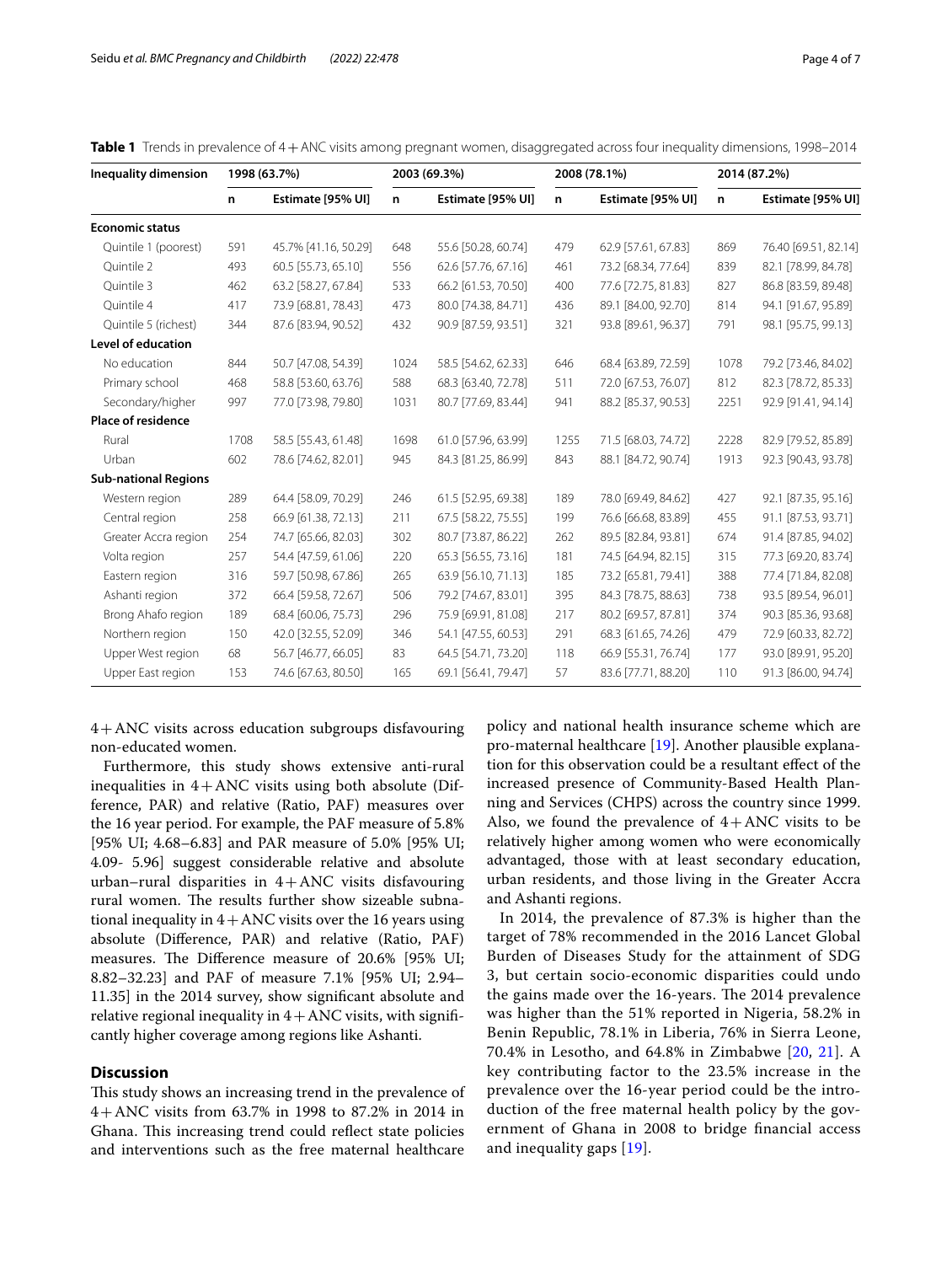**Table 1** Trends in prevalence of 4+ANC visits among pregnant women, disaggregated across four inequality dimensions, 1998–2014

| Inequality dimension | 1998 (63.7%) | | 2003 (69.3%) | | 2008 (78.1%) | | 2014 (87.2%) | |
|---|---|---|---|---|---|---|---|---|
| | n | Estimate [95% UI] | n | Estimate [95% UI] | n | Estimate [95% UI] | n | Estimate [95% UI] |
| **Economic status** | | | | | | | | |
| Quintile 1 (poorest) | 591 | 45.7% [41.16, 50.29] | 648 | 55.6 [50.28, 60.74] | 479 | 62.9 [57.61, 67.83] | 869 | 76.40 [69.51, 82.14] |
| Quintile 2 | 493 | 60.5 [55.73, 65.10] | 556 | 62.6 [57.76, 67.16] | 461 | 73.2 [68.34, 77.64] | 839 | 82.1 [78.99, 84.78] |
| Quintile 3 | 462 | 63.2 [58.27, 67.84] | 533 | 66.2 [61.53, 70.50] | 400 | 77.6 [72.75, 81.83] | 827 | 86.8 [83.59, 89.48] |
| Quintile 4 | 417 | 73.9 [68.81, 78.43] | 473 | 80.0 [74.38, 84.71] | 436 | 89.1 [84.00, 92.70] | 814 | 94.1 [91.67, 95.89] |
| Quintile 5 (richest) | 344 | 87.6 [83.94, 90.52] | 432 | 90.9 [87.59, 93.51] | 321 | 93.8 [89.61, 96.37] | 791 | 98.1 [95.75, 99.13] |
| **Level of education** | | | | | | | | |
| No education | 844 | 50.7 [47.08, 54.39] | 1024 | 58.5 [54.62, 62.33] | 646 | 68.4 [63.89, 72.59] | 1078 | 79.2 [73.46, 84.02] |
| Primary school | 468 | 58.8 [53.60, 63.76] | 588 | 68.3 [63.40, 72.78] | 511 | 72.0 [67.53, 76.07] | 812 | 82.3 [78.72, 85.33] |
| Secondary/higher | 997 | 77.0 [73.98, 79.80] | 1031 | 80.7 [77.69, 83.44] | 941 | 88.2 [85.37, 90.53] | 2251 | 92.9 [91.41, 94.14] |
| **Place of residence** | | | | | | | | |
| Rural | 1708 | 58.5 [55.43, 61.48] | 1698 | 61.0 [57.96, 63.99] | 1255 | 71.5 [68.03, 74.72] | 2228 | 82.9 [79.52, 85.89] |
| Urban | 602 | 78.6 [74.62, 82.01] | 945 | 84.3 [81.25, 86.99] | 843 | 88.1 [84.72, 90.74] | 1913 | 92.3 [90.43, 93.78] |
| **Sub-national Regions** | | | | | | | | |
| Western region | 289 | 64.4 [58.09, 70.29] | 246 | 61.5 [52.95, 69.38] | 189 | 78.0 [69.49, 84.62] | 427 | 92.1 [87.35, 95.16] |
| Central region | 258 | 66.9 [61.38, 72.13] | 211 | 67.5 [58.22, 75.55] | 199 | 76.6 [66.68, 83.89] | 455 | 91.1 [87.53, 93.71] |
| Greater Accra region | 254 | 74.7 [65.66, 82.03] | 302 | 80.7 [73.87, 86.22] | 262 | 89.5 [82.84, 93.81] | 674 | 91.4 [87.85, 94.02] |
| Volta region | 257 | 54.4 [47.59, 61.06] | 220 | 65.3 [56.55, 73.16] | 181 | 74.5 [64.94, 82.15] | 315 | 77.3 [69.20, 83.74] |
| Eastern region | 316 | 59.7 [50.98, 67.86] | 265 | 63.9 [56.10, 71.13] | 185 | 73.2 [65.81, 79.41] | 388 | 77.4 [71.84, 82.08] |
| Ashanti region | 372 | 66.4 [59.58, 72.67] | 506 | 79.2 [74.67, 83.01] | 395 | 84.3 [78.75, 88.63] | 738 | 93.5 [89.54, 96.01] |
| Brong Ahafo region | 189 | 68.4 [60.06, 75.73] | 296 | 75.9 [69.91, 81.08] | 217 | 80.2 [69.57, 87.81] | 374 | 90.3 [85.36, 93.68] |
| Northern region | 150 | 42.0 [32.55, 52.09] | 346 | 54.1 [47.55, 60.53] | 291 | 68.3 [61.65, 74.26] | 479 | 72.9 [60.33, 82.72] |
| Upper West region | 68 | 56.7 [46.77, 66.05] | 83 | 64.5 [54.71, 73.20] | 118 | 66.9 [55.31, 76.74] | 177 | 93.0 [89.91, 95.20] |
| Upper East region | 153 | 74.6 [67.63, 80.50] | 165 | 69.1 [56.41, 79.47] | 57 | 83.6 [77.71, 88.20] | 110 | 91.3 [86.00, 94.74] |

4+ANC visits across education subgroups disfavouring non-educated women.

Furthermore, this study shows extensive anti-rural inequalities in 4+ANC visits using both absolute (Difference, PAR) and relative (Ratio, PAF) measures over the 16 year period. For example, the PAF measure of 5.8% [95% UI; 4.68–6.83] and PAR measure of 5.0% [95% UI; 4.09- 5.96] suggest considerable relative and absolute urban–rural disparities in 4+ANC visits disfavouring rural women. The results further show sizeable subnational inequality in 4+ANC visits over the 16 years using absolute (Difference, PAR) and relative (Ratio, PAF) measures. The Difference measure of 20.6% [95% UI; 8.82–32.23] and PAF of measure 7.1% [95% UI; 2.94–11.35] in the 2014 survey, show significant absolute and relative regional inequality in 4+ANC visits, with significantly higher coverage among regions like Ashanti.

## Discussion

This study shows an increasing trend in the prevalence of 4+ANC visits from 63.7% in 1998 to 87.2% in 2014 in Ghana. This increasing trend could reflect state policies and interventions such as the free maternal healthcare policy and national health insurance scheme which are pro-maternal healthcare [19]. Another plausible explanation for this observation could be a resultant effect of the increased presence of Community-Based Health Planning and Services (CHPS) across the country since 1999. Also, we found the prevalence of 4+ANC visits to be relatively higher among women who were economically advantaged, those with at least secondary education, urban residents, and those living in the Greater Accra and Ashanti regions.

In 2014, the prevalence of 87.3% is higher than the target of 78% recommended in the 2016 Lancet Global Burden of Diseases Study for the attainment of SDG 3, but certain socio-economic disparities could undo the gains made over the 16-years. The 2014 prevalence was higher than the 51% reported in Nigeria, 58.2% in Benin Republic, 78.1% in Liberia, 76% in Sierra Leone, 70.4% in Lesotho, and 64.8% in Zimbabwe [20, 21]. A key contributing factor to the 23.5% increase in the prevalence over the 16-year period could be the introduction of the free maternal health policy by the government of Ghana in 2008 to bridge financial access and inequality gaps [19].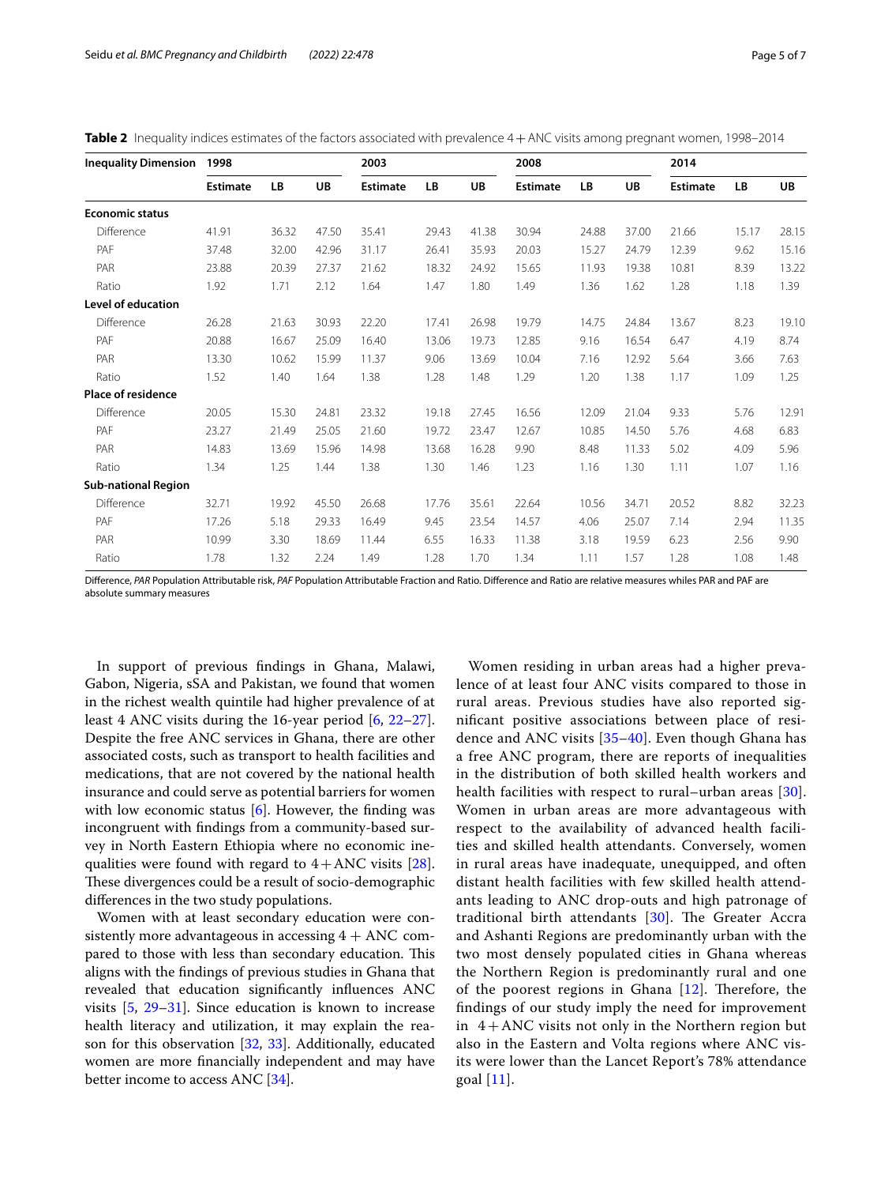**Table 2** Inequality indices estimates of the factors associated with prevalence 4 + ANC visits among pregnant women, 1998–2014

| Inequality Dimension | 1998 | | | 2003 | | | 2008 | | | 2014 | | |
|---|---|---|---|---|---|---|---|---|---|---|---|---|
| | Estimate | LB | UB | Estimate | LB | UB | Estimate | LB | UB | Estimate | LB | UB |
| **Economic status** | | | | | | | | | | | | |
| Difference | 41.91 | 36.32 | 47.50 | 35.41 | 29.43 | 41.38 | 30.94 | 24.88 | 37.00 | 21.66 | 15.17 | 28.15 |
| PAF | 37.48 | 32.00 | 42.96 | 31.17 | 26.41 | 35.93 | 20.03 | 15.27 | 24.79 | 12.39 | 9.62 | 15.16 |
| PAR | 23.88 | 20.39 | 27.37 | 21.62 | 18.32 | 24.92 | 15.65 | 11.93 | 19.38 | 10.81 | 8.39 | 13.22 |
| Ratio | 1.92 | 1.71 | 2.12 | 1.64 | 1.47 | 1.80 | 1.49 | 1.36 | 1.62 | 1.28 | 1.18 | 1.39 |
| **Level of education** | | | | | | | | | | | | |
| Difference | 26.28 | 21.63 | 30.93 | 22.20 | 17.41 | 26.98 | 19.79 | 14.75 | 24.84 | 13.67 | 8.23 | 19.10 |
| PAF | 20.88 | 16.67 | 25.09 | 16.40 | 13.06 | 19.73 | 12.85 | 9.16 | 16.54 | 6.47 | 4.19 | 8.74 |
| PAR | 13.30 | 10.62 | 15.99 | 11.37 | 9.06 | 13.69 | 10.04 | 7.16 | 12.92 | 5.64 | 3.66 | 7.63 |
| Ratio | 1.52 | 1.40 | 1.64 | 1.38 | 1.28 | 1.48 | 1.29 | 1.20 | 1.38 | 1.17 | 1.09 | 1.25 |
| **Place of residence** | | | | | | | | | | | | |
| Difference | 20.05 | 15.30 | 24.81 | 23.32 | 19.18 | 27.45 | 16.56 | 12.09 | 21.04 | 9.33 | 5.76 | 12.91 |
| PAF | 23.27 | 21.49 | 25.05 | 21.60 | 19.72 | 23.47 | 12.67 | 10.85 | 14.50 | 5.76 | 4.68 | 6.83 |
| PAR | 14.83 | 13.69 | 15.96 | 14.98 | 13.68 | 16.28 | 9.90 | 8.48 | 11.33 | 5.02 | 4.09 | 5.96 |
| Ratio | 1.34 | 1.25 | 1.44 | 1.38 | 1.30 | 1.46 | 1.23 | 1.16 | 1.30 | 1.11 | 1.07 | 1.16 |
| **Sub-national Region** | | | | | | | | | | | | |
| Difference | 32.71 | 19.92 | 45.50 | 26.68 | 17.76 | 35.61 | 22.64 | 10.56 | 34.71 | 20.52 | 8.82 | 32.23 |
| PAF | 17.26 | 5.18 | 29.33 | 16.49 | 9.45 | 23.54 | 14.57 | 4.06 | 25.07 | 7.14 | 2.94 | 11.35 |
| PAR | 10.99 | 3.30 | 18.69 | 11.44 | 6.55 | 16.33 | 11.38 | 3.18 | 19.59 | 6.23 | 2.56 | 9.90 |
| Ratio | 1.78 | 1.32 | 2.24 | 1.49 | 1.28 | 1.70 | 1.34 | 1.11 | 1.57 | 1.28 | 1.08 | 1.48 |

Difference, *PAR* Population Attributable risk, *PAF* Population Attributable Fraction and Ratio. Difference and Ratio are relative measures whiles PAR and PAF are absolute summary measures

In support of previous findings in Ghana, Malawi, Gabon, Nigeria, sSA and Pakistan, we found that women in the richest wealth quintile had higher prevalence of at least 4 ANC visits during the 16-year period [6, 22–27]. Despite the free ANC services in Ghana, there are other associated costs, such as transport to health facilities and medications, that are not covered by the national health insurance and could serve as potential barriers for women with low economic status [6]. However, the finding was incongruent with findings from a community-based survey in North Eastern Ethiopia where no economic inequalities were found with regard to 4 + ANC visits [28]. These divergences could be a result of socio-demographic differences in the two study populations.

Women with at least secondary education were consistently more advantageous in accessing 4 + ANC compared to those with less than secondary education. This aligns with the findings of previous studies in Ghana that revealed that education significantly influences ANC visits [5, 29–31]. Since education is known to increase health literacy and utilization, it may explain the reason for this observation [32, 33]. Additionally, educated women are more financially independent and may have better income to access ANC [34].

Women residing in urban areas had a higher prevalence of at least four ANC visits compared to those in rural areas. Previous studies have also reported significant positive associations between place of residence and ANC visits [35–40]. Even though Ghana has a free ANC program, there are reports of inequalities in the distribution of both skilled health workers and health facilities with respect to rural–urban areas [30]. Women in urban areas are more advantageous with respect to the availability of advanced health facilities and skilled health attendants. Conversely, women in rural areas have inadequate, unequipped, and often distant health facilities with few skilled health attendants leading to ANC drop-outs and high patronage of traditional birth attendants [30]. The Greater Accra and Ashanti Regions are predominantly urban with the two most densely populated cities in Ghana whereas the Northern Region is predominantly rural and one of the poorest regions in Ghana [12]. Therefore, the findings of our study imply the need for improvement in 4 + ANC visits not only in the Northern region but also in the Eastern and Volta regions where ANC visits were lower than the Lancet Report's 78% attendance goal [11].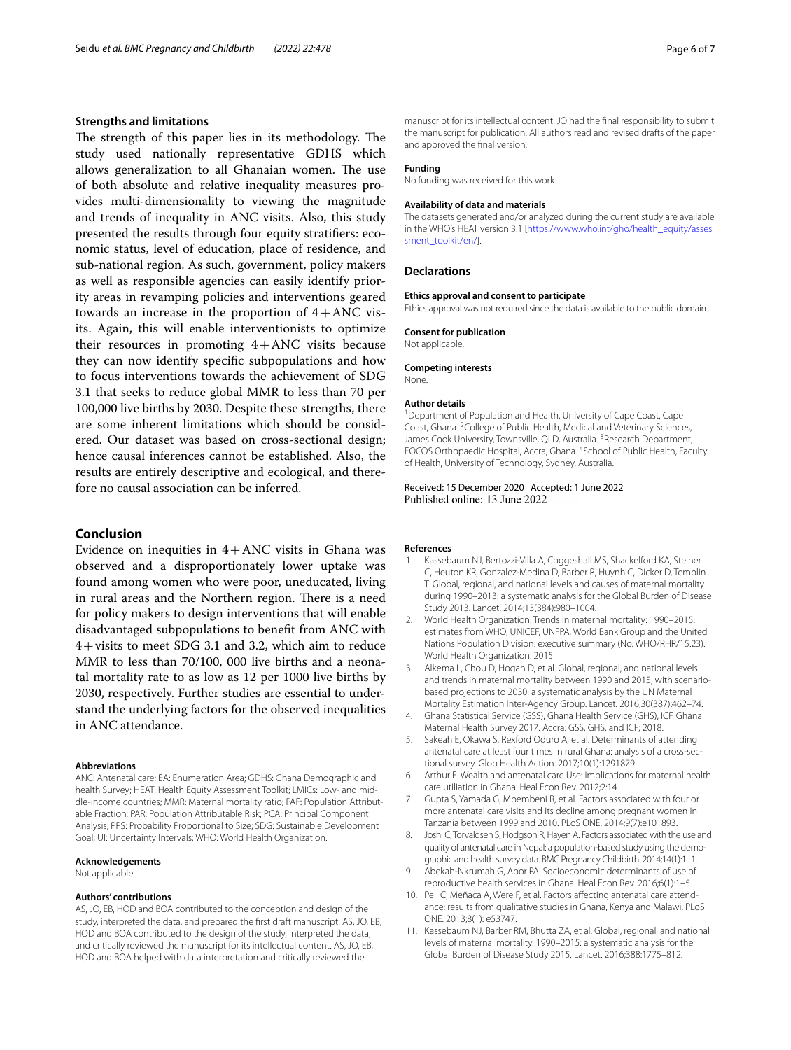### Strengths and limitations

The strength of this paper lies in its methodology. The study used nationally representative GDHS which allows generalization to all Ghanaian women. The use of both absolute and relative inequality measures provides multi-dimensionality to viewing the magnitude and trends of inequality in ANC visits. Also, this study presented the results through four equity stratifiers: economic status, level of education, place of residence, and sub-national region. As such, government, policy makers as well as responsible agencies can easily identify priority areas in revamping policies and interventions geared towards an increase in the proportion of 4+ANC visits. Again, this will enable interventionists to optimize their resources in promoting 4+ANC visits because they can now identify specific subpopulations and how to focus interventions towards the achievement of SDG 3.1 that seeks to reduce global MMR to less than 70 per 100,000 live births by 2030. Despite these strengths, there are some inherent limitations which should be considered. Our dataset was based on cross-sectional design; hence causal inferences cannot be established. Also, the results are entirely descriptive and ecological, and therefore no causal association can be inferred.

## Conclusion

Evidence on inequities in 4+ANC visits in Ghana was observed and a disproportionately lower uptake was found among women who were poor, uneducated, living in rural areas and the Northern region. There is a need for policy makers to design interventions that will enable disadvantaged subpopulations to benefit from ANC with 4+visits to meet SDG 3.1 and 3.2, which aim to reduce MMR to less than 70/100, 000 live births and a neonatal mortality rate to as low as 12 per 1000 live births by 2030, respectively. Further studies are essential to understand the underlying factors for the observed inequalities in ANC attendance.

#### Abbreviations

ANC: Antenatal care; EA: Enumeration Area; GDHS: Ghana Demographic and health Survey; HEAT: Health Equity Assessment Toolkit; LMICs: Low- and middle-income countries; MMR: Maternal mortality ratio; PAF: Population Attributable Fraction; PAR: Population Attributable Risk; PCA: Principal Component Analysis; PPS: Probability Proportional to Size; SDG: Sustainable Development Goal; UI: Uncertainty Intervals; WHO: World Health Organization.

#### Acknowledgements

Not applicable

#### Authors' contributions

AS, JO, EB, HOD and BOA contributed to the conception and design of the study, interpreted the data, and prepared the first draft manuscript. AS, JO, EB, HOD and BOA contributed to the design of the study, interpreted the data, and critically reviewed the manuscript for its intellectual content. AS, JO, EB, HOD and BOA helped with data interpretation and critically reviewed the manuscript for its intellectual content. JO had the final responsibility to submit the manuscript for publication. All authors read and revised drafts of the paper and approved the final version.

#### Funding

No funding was received for this work.

#### Availability of data and materials

The datasets generated and/or analyzed during the current study are available in the WHO's HEAT version 3.1 [https://www.who.int/gho/health_equity/assessment_toolkit/en/].

## Declarations

#### Ethics approval and consent to participate

Ethics approval was not required since the data is available to the public domain.

#### Consent for publication

Not applicable.

#### Competing interests

None.

#### Author details

[1]Department of Population and Health, University of Cape Coast, Cape Coast, Ghana. [2]College of Public Health, Medical and Veterinary Sciences, James Cook University, Townsville, QLD, Australia. [3]Research Department, FOCOS Orthopaedic Hospital, Accra, Ghana. [4]School of Public Health, Faculty of Health, University of Technology, Sydney, Australia.

Received: 15 December 2020 Accepted: 1 June 2022
Published online: 13 June 2022

#### References

1. Kassebaum NJ, Bertozzi-Villa A, Coggeshall MS, Shackelford KA, Steiner C, Heuton KR, Gonzalez-Medina D, Barber R, Huynh C, Dicker D, Templin T. Global, regional, and national levels and causes of maternal mortality during 1990–2013: a systematic analysis for the Global Burden of Disease Study 2013. Lancet. 2014;13(384):980–1004.
2. World Health Organization. Trends in maternal mortality: 1990–2015: estimates from WHO, UNICEF, UNFPA, World Bank Group and the United Nations Population Division: executive summary (No. WHO/RHR/15.23). World Health Organization. 2015.
3. Alkema L, Chou D, Hogan D, et al. Global, regional, and national levels and trends in maternal mortality between 1990 and 2015, with scenario-based projections to 2030: a systematic analysis by the UN Maternal Mortality Estimation Inter-Agency Group. Lancet. 2016;30(387):462–74.
4. Ghana Statistical Service (GSS), Ghana Health Service (GHS), ICF. Ghana Maternal Health Survey 2017. Accra: GSS, GHS, and ICF; 2018.
5. Sakeah E, Okawa S, Rexford Oduro A, et al. Determinants of attending antenatal care at least four times in rural Ghana: analysis of a cross-sectional survey. Glob Health Action. 2017;10(1):1291879.
6. Arthur E. Wealth and antenatal care Use: implications for maternal health care utiliation in Ghana. Heal Econ Rev. 2012;2:14.
7. Gupta S, Yamada G, Mpembeni R, et al. Factors associated with four or more antenatal care visits and its decline among pregnant women in Tanzania between 1999 and 2010. PLoS ONE. 2014;9(7):e101893.
8. Joshi C, Torvaldsen S, Hodgson R, Hayen A. Factors associated with the use and quality of antenatal care in Nepal: a population-based study using the demographic and health survey data. BMC Pregnancy Childbirth. 2014;14(1):1–1.
9. Abekah-Nkrumah G, Abor PA. Socioeconomic determinants of use of reproductive health services in Ghana. Heal Econ Rev. 2016;6(1):1–5.
10. Pell C, Meñaca A, Were F, et al. Factors affecting antenatal care attendance: results from qualitative studies in Ghana, Kenya and Malawi. PLoS ONE. 2013;8(1): e53747.
11. Kassebaum NJ, Barber RM, Bhutta ZA, et al. Global, regional, and national levels of maternal mortality. 1990–2015: a systematic analysis for the Global Burden of Disease Study 2015. Lancet. 2016;388:1775–812.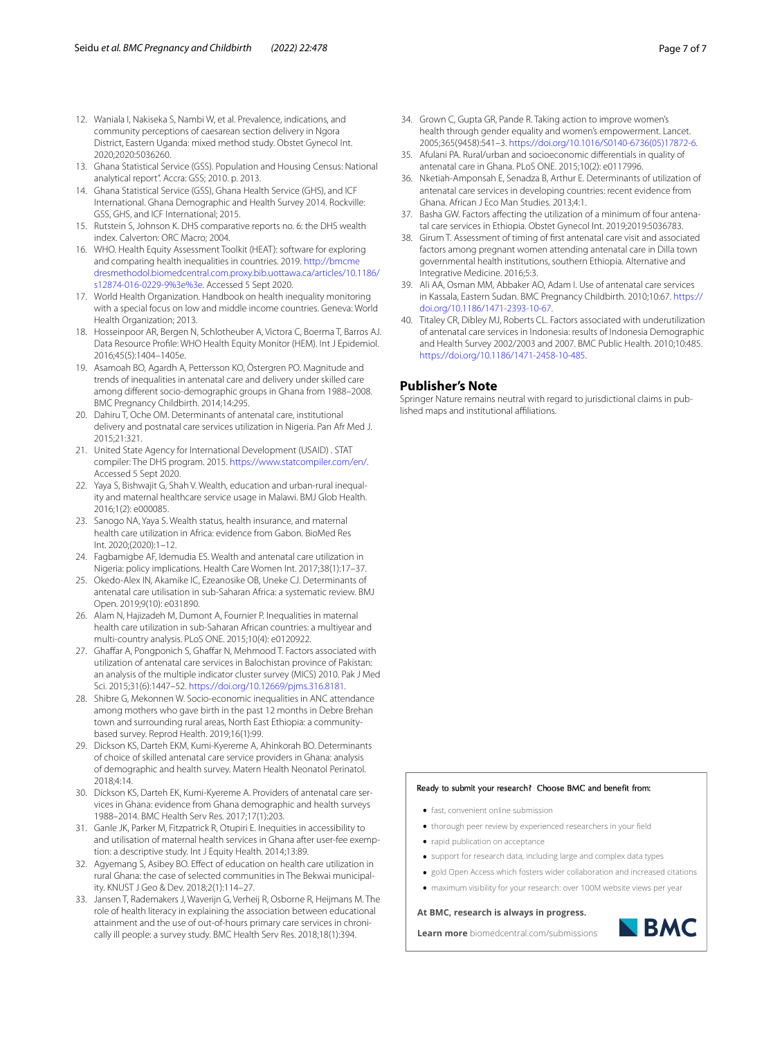12. Waniala I, Nakiseka S, Nambi W, et al. Prevalence, indications, and community perceptions of caesarean section delivery in Ngora District, Eastern Uganda: mixed method study. Obstet Gynecol Int. 2020;2020:5036260.
13. Ghana Statistical Service (GSS). Population and Housing Census: National analytical report". Accra: GSS; 2010. p. 2013.
14. Ghana Statistical Service (GSS), Ghana Health Service (GHS), and ICF International. Ghana Demographic and Health Survey 2014. Rockville: GSS, GHS, and ICF International; 2015.
15. Rutstein S, Johnson K. DHS comparative reports no. 6: the DHS wealth index. Calverton: ORC Macro; 2004.
16. WHO. Health Equity Assessment Toolkit (HEAT): software for exploring and comparing health inequalities in countries. 2019. http://bmcmedresmethodol.biomedcentral.com.proxy.bib.uottawa.ca/articles/10.1186/s12874-016-0229-9%3e%3e. Accessed 5 Sept 2020.
17. World Health Organization. Handbook on health inequality monitoring with a special focus on low and middle income countries. Geneva: World Health Organization; 2013.
18. Hosseinpoor AR, Bergen N, Schlotheuber A, Victora C, Boerma T, Barros AJ. Data Resource Profile: WHO Health Equity Monitor (HEM). Int J Epidemiol. 2016;45(5):1404–1405e.
19. Asamoah BO, Agardh A, Pettersson KO, Östergren PO. Magnitude and trends of inequalities in antenatal care and delivery under skilled care among different socio-demographic groups in Ghana from 1988–2008. BMC Pregnancy Childbirth. 2014;14:295.
20. Dahiru T, Oche OM. Determinants of antenatal care, institutional delivery and postnatal care services utilization in Nigeria. Pan Afr Med J. 2015;21:321.
21. United State Agency for International Development (USAID) . STAT compiler: The DHS program. 2015. https://www.statcompiler.com/en/. Accessed 5 Sept 2020.
22. Yaya S, Bishwajit G, Shah V. Wealth, education and urban-rural inequality and maternal healthcare service usage in Malawi. BMJ Glob Health. 2016;1(2): e000085.
23. Sanogo NA, Yaya S. Wealth status, health insurance, and maternal health care utilization in Africa: evidence from Gabon. BioMed Res Int. 2020;(2020):1–12.
24. Fagbamigbe AF, Idemudia ES. Wealth and antenatal care utilization in Nigeria: policy implications. Health Care Women Int. 2017;38(1):17–37.
25. Okedo-Alex IN, Akamike IC, Ezeanosike OB, Uneke CJ. Determinants of antenatal care utilisation in sub-Saharan Africa: a systematic review. BMJ Open. 2019;9(10): e031890.
26. Alam N, Hajizadeh M, Dumont A, Fournier P. Inequalities in maternal health care utilization in sub-Saharan African countries: a multiyear and multi-country analysis. PLoS ONE. 2015;10(4): e0120922.
27. Ghaffar A, Pongponich S, Ghaffar N, Mehmood T. Factors associated with utilization of antenatal care services in Balochistan province of Pakistan: an analysis of the multiple indicator cluster survey (MICS) 2010. Pak J Med Sci. 2015;31(6):1447–52. https://doi.org/10.12669/pjms.316.8181.
28. Shibre G, Mekonnen W. Socio-economic inequalities in ANC attendance among mothers who gave birth in the past 12 months in Debre Brehan town and surrounding rural areas, North East Ethiopia: a community-based survey. Reprod Health. 2019;16(1):99.
29. Dickson KS, Darteh EKM, Kumi-Kyereme A, Ahinkorah BO. Determinants of choice of skilled antenatal care service providers in Ghana: analysis of demographic and health survey. Matern Health Neonatol Perinatol. 2018;4:14.
30. Dickson KS, Darteh EK, Kumi-Kyereme A. Providers of antenatal care services in Ghana: evidence from Ghana demographic and health surveys 1988–2014. BMC Health Serv Res. 2017;17(1):203.
31. Ganle JK, Parker M, Fitzpatrick R, Otupiri E. Inequities in accessibility to and utilisation of maternal health services in Ghana after user-fee exemption: a descriptive study. Int J Equity Health. 2014;13:89.
32. Agyemang S, Asibey BO. Effect of education on health care utilization in rural Ghana: the case of selected communities in The Bekwai municipality. KNUST J Geo & Dev. 2018;2(1):114–27.
33. Jansen T, Rademakers J, Waverijn G, Verheij R, Osborne R, Heijmans M. The role of health literacy in explaining the association between educational attainment and the use of out-of-hours primary care services in chronically ill people: a survey study. BMC Health Serv Res. 2018;18(1):394.
34. Grown C, Gupta GR, Pande R. Taking action to improve women's health through gender equality and women's empowerment. Lancet. 2005;365(9458):541–3. https://doi.org/10.1016/S0140-6736(05)17872-6.
35. Afulani PA. Rural/urban and socioeconomic differentials in quality of antenatal care in Ghana. PLoS ONE. 2015;10(2): e0117996.
36. Nketiah-Amponsah E, Senadza B, Arthur E. Determinants of utilization of antenatal care services in developing countries: recent evidence from Ghana. African J Eco Man Studies. 2013;4:1.
37. Basha GW. Factors affecting the utilization of a minimum of four antenatal care services in Ethiopia. Obstet Gynecol Int. 2019;2019:5036783.
38. Girum T. Assessment of timing of first antenatal care visit and associated factors among pregnant women attending antenatal care in Dilla town governmental health institutions, southern Ethiopia. Alternative and Integrative Medicine. 2016;5:3.
39. Ali AA, Osman MM, Abbaker AO, Adam I. Use of antenatal care services in Kassala, Eastern Sudan. BMC Pregnancy Childbirth. 2010;10:67. https://doi.org/10.1186/1471-2393-10-67.
40. Titaley CR, Dibley MJ, Roberts CL. Factors associated with underutilization of antenatal care services in Indonesia: results of Indonesia Demographic and Health Survey 2002/2003 and 2007. BMC Public Health. 2010;10:485. https://doi.org/10.1186/1471-2458-10-485.

## Publisher's Note

Springer Nature remains neutral with regard to jurisdictional claims in published maps and institutional affiliations.

Ready to submit your research? Choose BMC and benefit from:

- fast, convenient online submission
- thorough peer review by experienced researchers in your field
- rapid publication on acceptance
- support for research data, including large and complex data types
- gold Open Access which fosters wider collaboration and increased citations
- maximum visibility for your research: over 100M website views per year

**At BMC, research is always in progress.**

**Learn more** biomedcentral.com/submissions

BMC